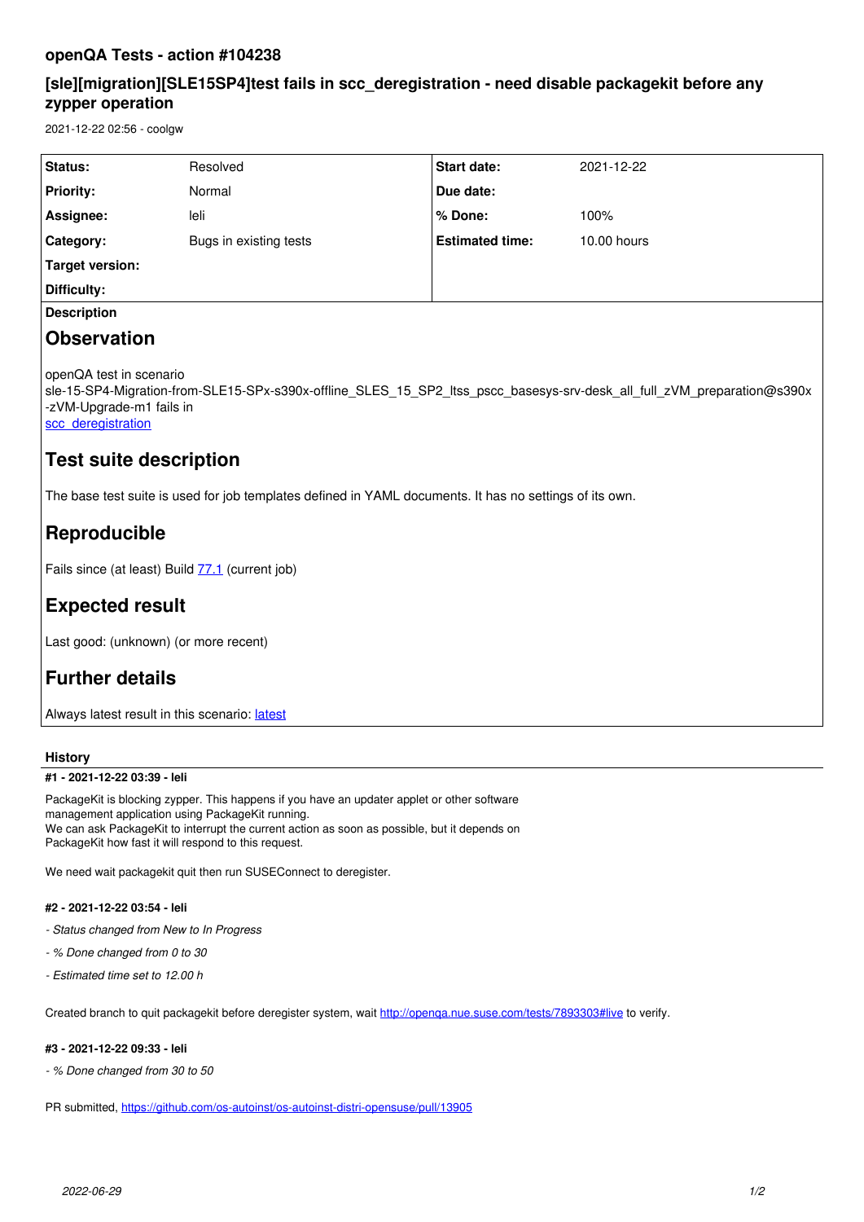# openQA Tests - action #104238

## [sle][migration][SLE15SP4]test fails in scc_deregistration - need disable packagekit before any zypper operation

2021-12-22 02:56 - coolgw

| Status: | Resolved | Start date: | 2021-12-22 |
|---|---|---|---|
| Priority: | Normal | Due date: | |
| Assignee: | leli | % Done: | 100% |
| Category: | Bugs in existing tests | Estimated time: | 10.00 hours |
| Target version: | | | |
| Difficulty: | | | |

**Description**

## Observation

openQA test in scenario sle-15-SP4-Migration-from-SLE15-SPx-s390x-offline_SLES_15_SP2_ltss_pscc_basesys-srv-desk_all_full_zVM_preparation@s390x-zVM-Upgrade-m1 fails in
[scc_deregistration]()

## Test suite description

The base test suite is used for job templates defined in YAML documents. It has no settings of its own.

## Reproducible

Fails since (at least) Build [77.1]() (current job)

## Expected result

Last good: (unknown) (or more recent)

## Further details

Always latest result in this scenario: [latest]()

### History

#### #1 - 2021-12-22 03:39 - leli

PackageKit is blocking zypper. This happens if you have an updater applet or other software management application using PackageKit running.
We can ask PackageKit to interrupt the current action as soon as possible, but it depends on PackageKit how fast it will respond to this request.

We need wait packagekit quit then run SUSEConnect to deregister.

#### #2 - 2021-12-22 03:54 - leli

- *Status changed from New to In Progress*
- *% Done changed from 0 to 30*
- *Estimated time set to 12.00 h*

Created branch to quit packagekit before deregister system, wait http://openqa.nue.suse.com/tests/7893303#live to verify.

#### #3 - 2021-12-22 09:33 - leli

- *% Done changed from 30 to 50*

PR submitted, https://github.com/os-autoinst/os-autoinst-distri-opensuse/pull/13905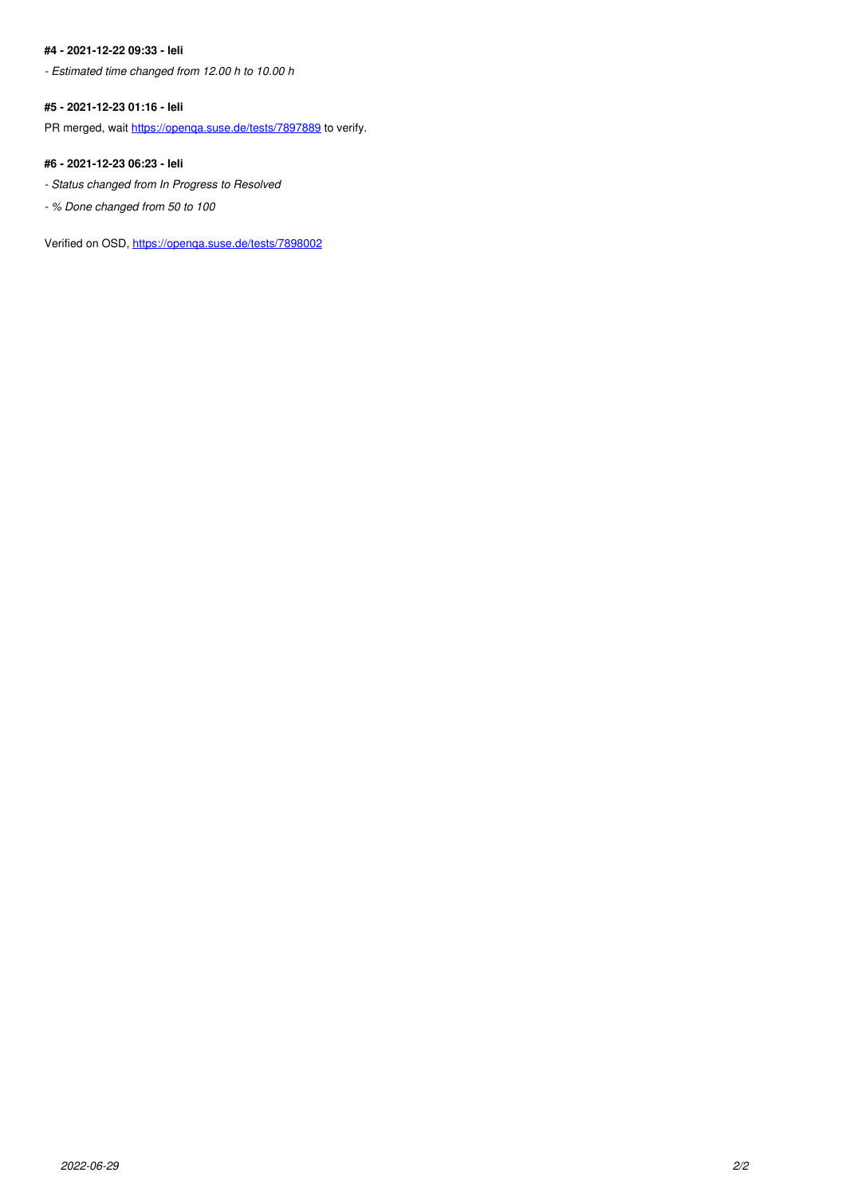#### #4 - 2021-12-22 09:33 - leli

*- Estimated time changed from 12.00 h to 10.00 h*

#### #5 - 2021-12-23 01:16 - leli

PR merged, wait https://openqa.suse.de/tests/7897889 to verify.

#### #6 - 2021-12-23 06:23 - leli

*- Status changed from In Progress to Resolved*

*- % Done changed from 50 to 100*

Verified on OSD, https://openqa.suse.de/tests/7898002